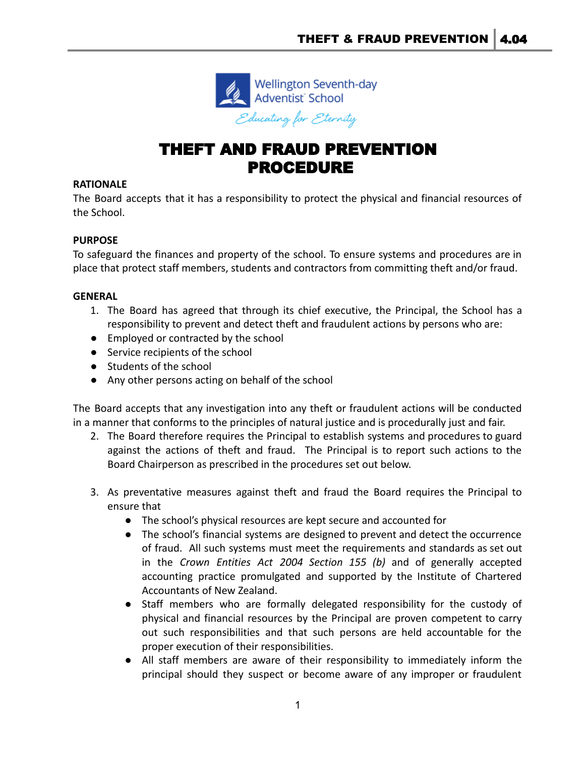# THEFT AND FRAUD PREVENTION PROCEDURE

**RATIONALE**

The Board accepts that it has a responsibility to protect the physical and financial resources of the School.

**PURPOSE**

To safeguard the finances and property of the school. To ensure systems and procedures are in place that protect staff members, students and contractors from committing theft and/or fraud.

**GENERAL**

1. The Board has agreed that through its chief executive, the Principal, the School has a responsibility to prevent and detect theft and fraudulent actions by persons who are:

- Employed or contracted by the school
- Service recipients of the school
- Students of the school
- Any other persons acting on behalf of the school

The Board accepts that any investigation into any theft or fraudulent actions will be conducted in a manner that conforms to the principles of natural justice and is procedurally just and fair.

2. The Board therefore requires the Principal to establish systems and procedures to guard against the actions of theft and fraud. The Principal is to report such actions to the Board Chairperson as prescribed in the procedures set out below.

3. As preventative measures against theft and fraud the Board requires the Principal to ensure that
   - The school's physical resources are kept secure and accounted for
   - The school's financial systems are designed to prevent and detect the occurrence of fraud. All such systems must meet the requirements and standards as set out in the *Crown Entities Act 2004 Section 155 (b)* and of generally accepted accounting practice promulgated and supported by the Institute of Chartered Accountants of New Zealand.
   - Staff members who are formally delegated responsibility for the custody of physical and financial resources by the Principal are proven competent to carry out such responsibilities and that such persons are held accountable for the proper execution of their responsibilities.
   - All staff members are aware of their responsibility to immediately inform the principal should they suspect or become aware of any improper or fraudulent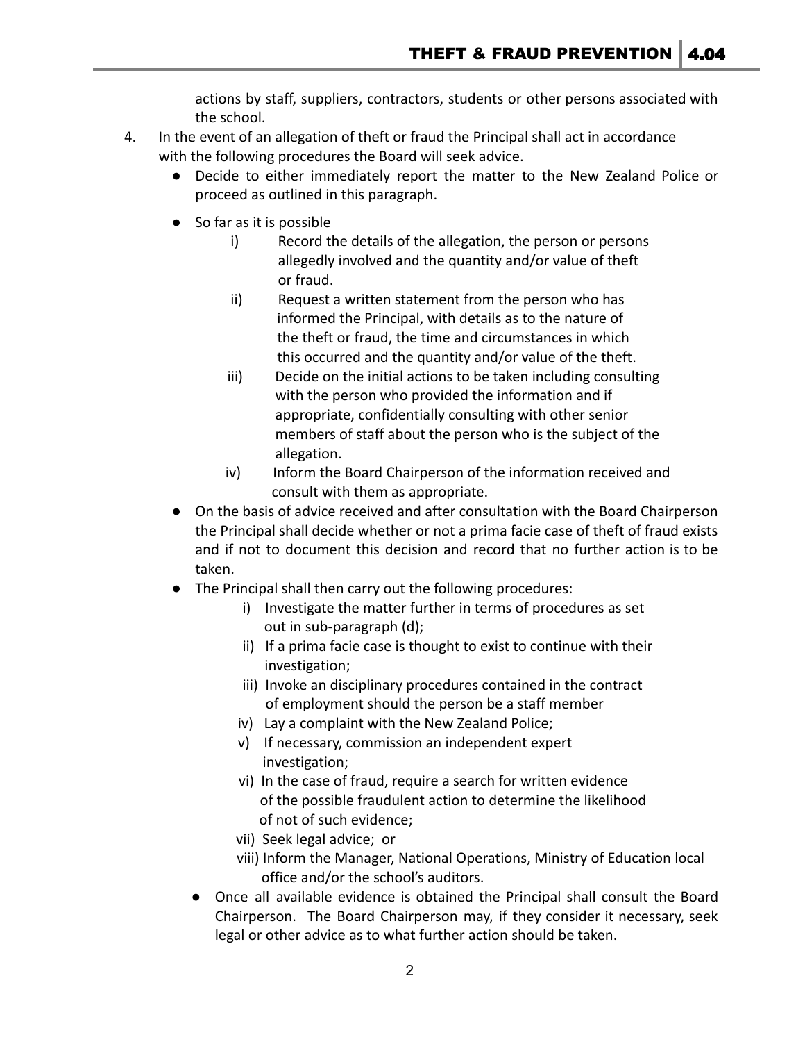actions by staff, suppliers, contractors, students or other persons associated with the school.

4. In the event of an allegation of theft or fraud the Principal shall act in accordance with the following procedures the Board will seek advice.
   - Decide to either immediately report the matter to the New Zealand Police or proceed as outlined in this paragraph.
   - So far as it is possible
     i) Record the details of the allegation, the person or persons allegedly involved and the quantity and/or value of theft or fraud.
     ii) Request a written statement from the person who has informed the Principal, with details as to the nature of the theft or fraud, the time and circumstances in which this occurred and the quantity and/or value of the theft.
     iii) Decide on the initial actions to be taken including consulting with the person who provided the information and if appropriate, confidentially consulting with other senior members of staff about the person who is the subject of the allegation.
     iv) Inform the Board Chairperson of the information received and consult with them as appropriate.
   - On the basis of advice received and after consultation with the Board Chairperson the Principal shall decide whether or not a prima facie case of theft of fraud exists and if not to document this decision and record that no further action is to be taken.
   - The Principal shall then carry out the following procedures:
     i) Investigate the matter further in terms of procedures as set out in sub-paragraph (d);
     ii) If a prima facie case is thought to exist to continue with their investigation;
     iii) Invoke an disciplinary procedures contained in the contract of employment should the person be a staff member
     iv) Lay a complaint with the New Zealand Police;
     v) If necessary, commission an independent expert investigation;
     vi) In the case of fraud, require a search for written evidence of the possible fraudulent action to determine the likelihood of not of such evidence;
     vii) Seek legal advice; or
     viii) Inform the Manager, National Operations, Ministry of Education local office and/or the school's auditors.
   - Once all available evidence is obtained the Principal shall consult the Board Chairperson. The Board Chairperson may, if they consider it necessary, seek legal or other advice as to what further action should be taken.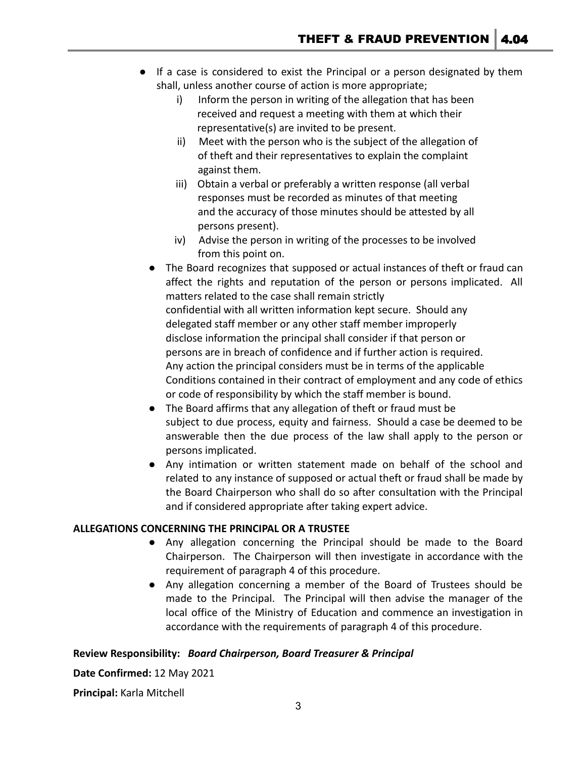- If a case is considered to exist the Principal or a person designated by them shall, unless another course of action is more appropriate;
  - i) Inform the person in writing of the allegation that has been received and request a meeting with them at which their representative(s) are invited to be present.
  - ii) Meet with the person who is the subject of the allegation of of theft and their representatives to explain the complaint against them.
  - iii) Obtain a verbal or preferably a written response (all verbal responses must be recorded as minutes of that meeting and the accuracy of those minutes should be attested by all persons present).
  - iv) Advise the person in writing of the processes to be involved from this point on.
- The Board recognizes that supposed or actual instances of theft or fraud can affect the rights and reputation of the person or persons implicated. All matters related to the case shall remain strictly confidential with all written information kept secure. Should any delegated staff member or any other staff member improperly disclose information the principal shall consider if that person or persons are in breach of confidence and if further action is required. Any action the principal considers must be in terms of the applicable Conditions contained in their contract of employment and any code of ethics or code of responsibility by which the staff member is bound.
- The Board affirms that any allegation of theft or fraud must be subject to due process, equity and fairness. Should a case be deemed to be answerable then the due process of the law shall apply to the person or persons implicated.
- Any intimation or written statement made on behalf of the school and related to any instance of supposed or actual theft or fraud shall be made by the Board Chairperson who shall do so after consultation with the Principal and if considered appropriate after taking expert advice.

**ALLEGATIONS CONCERNING THE PRINCIPAL OR A TRUSTEE**

- Any allegation concerning the Principal should be made to the Board Chairperson. The Chairperson will then investigate in accordance with the requirement of paragraph 4 of this procedure.
- Any allegation concerning a member of the Board of Trustees should be made to the Principal. The Principal will then advise the manager of the local office of the Ministry of Education and commence an investigation in accordance with the requirements of paragraph 4 of this procedure.

**Review Responsibility:** ***Board Chairperson, Board Treasurer & Principal***

**Date Confirmed:** 12 May 2021

**Principal:** Karla Mitchell